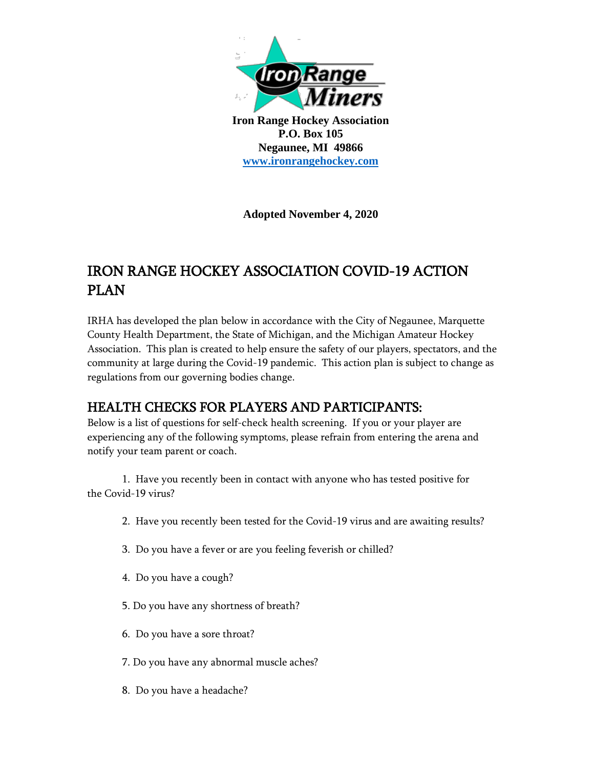**Iron Range Hockey Association**
**P.O. Box 105**
**Negaunee, MI 49866**
**[www.ironrangehockey.com](http://www.ironrangehockey.com)**

**Adopted November 4, 2020**

# IRON RANGE HOCKEY ASSOCIATION COVID-19 ACTION PLAN

IRHA has developed the plan below in accordance with the City of Negaunee, Marquette County Health Department, the State of Michigan, and the Michigan Amateur Hockey Association. This plan is created to help ensure the safety of our players, spectators, and the community at large during the Covid-19 pandemic. This action plan is subject to change as regulations from our governing bodies change.

## HEALTH CHECKS FOR PLAYERS AND PARTICIPANTS:

Below is a list of questions for self-check health screening. If you or your player are experiencing any of the following symptoms, please refrain from entering the arena and notify your team parent or coach.

1. Have you recently been in contact with anyone who has tested positive for the Covid-19 virus?
2. Have you recently been tested for the Covid-19 virus and are awaiting results?
3. Do you have a fever or are you feeling feverish or chilled?
4. Do you have a cough?
5. Do you have any shortness of breath?
6. Do you have a sore throat?
7. Do you have any abnormal muscle aches?
8. Do you have a headache?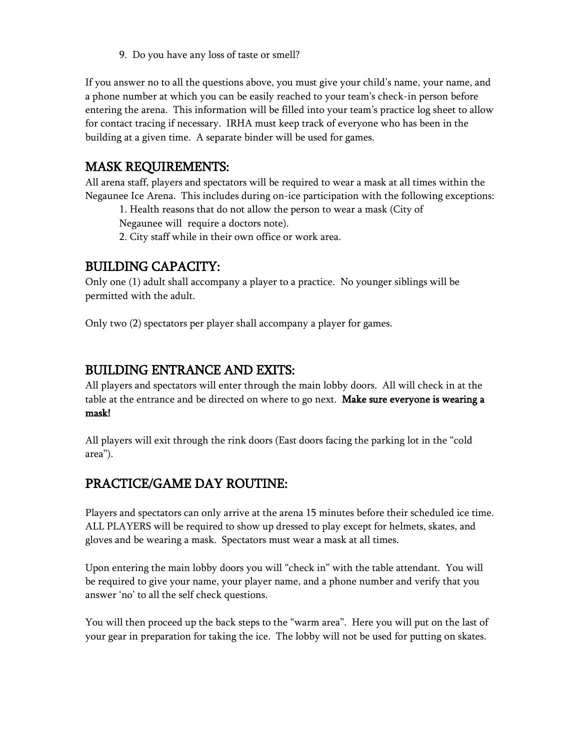9. Do you have any loss of taste or smell?

If you answer no to all the questions above, you must give your child's name, your name, and a phone number at which you can be easily reached to your team's check-in person before entering the arena. This information will be filled into your team's practice log sheet to allow for contact tracing if necessary. IRHA must keep track of everyone who has been in the building at a given time. A separate binder will be used for games.

## MASK REQUIREMENTS:

All arena staff, players and spectators will be required to wear a mask at all times within the Negaunee Ice Arena. This includes during on-ice participation with the following exceptions:

1. Health reasons that do not allow the person to wear a mask (City of Negaunee will require a doctors note).
2. City staff while in their own office or work area.

## BUILDING CAPACITY:

Only one (1) adult shall accompany a player to a practice. No younger siblings will be permitted with the adult.

Only two (2) spectators per player shall accompany a player for games.

## BUILDING ENTRANCE AND EXITS:

All players and spectators will enter through the main lobby doors. All will check in at the table at the entrance and be directed on where to go next. **Make sure everyone is wearing a mask!**

All players will exit through the rink doors (East doors facing the parking lot in the "cold area").

## PRACTICE/GAME DAY ROUTINE:

Players and spectators can only arrive at the arena 15 minutes before their scheduled ice time. ALL PLAYERS will be required to show up dressed to play except for helmets, skates, and gloves and be wearing a mask. Spectators must wear a mask at all times.

Upon entering the main lobby doors you will "check in" with the table attendant. You will be required to give your name, your player name, and a phone number and verify that you answer 'no' to all the self check questions.

You will then proceed up the back steps to the "warm area". Here you will put on the last of your gear in preparation for taking the ice. The lobby will not be used for putting on skates.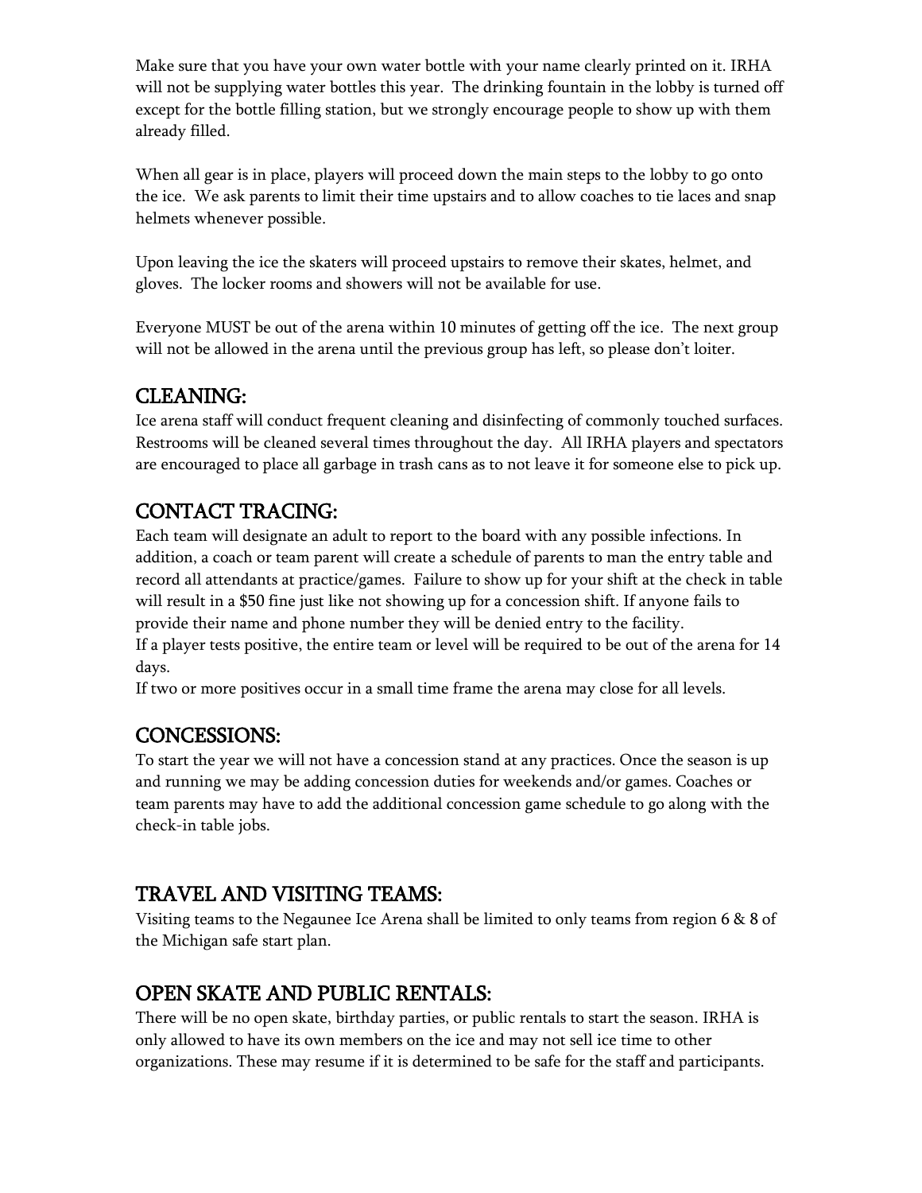Make sure that you have your own water bottle with your name clearly printed on it. IRHA will not be supplying water bottles this year. The drinking fountain in the lobby is turned off except for the bottle filling station, but we strongly encourage people to show up with them already filled.

When all gear is in place, players will proceed down the main steps to the lobby to go onto the ice. We ask parents to limit their time upstairs and to allow coaches to tie laces and snap helmets whenever possible.

Upon leaving the ice the skaters will proceed upstairs to remove their skates, helmet, and gloves. The locker rooms and showers will not be available for use.

Everyone MUST be out of the arena within 10 minutes of getting off the ice. The next group will not be allowed in the arena until the previous group has left, so please don't loiter.

## CLEANING:

Ice arena staff will conduct frequent cleaning and disinfecting of commonly touched surfaces. Restrooms will be cleaned several times throughout the day. All IRHA players and spectators are encouraged to place all garbage in trash cans as to not leave it for someone else to pick up.

## CONTACT TRACING:

Each team will designate an adult to report to the board with any possible infections. In addition, a coach or team parent will create a schedule of parents to man the entry table and record all attendants at practice/games. Failure to show up for your shift at the check in table will result in a $50 fine just like not showing up for a concession shift. If anyone fails to provide their name and phone number they will be denied entry to the facility.
If a player tests positive, the entire team or level will be required to be out of the arena for 14 days.
If two or more positives occur in a small time frame the arena may close for all levels.

## CONCESSIONS:

To start the year we will not have a concession stand at any practices. Once the season is up and running we may be adding concession duties for weekends and/or games. Coaches or team parents may have to add the additional concession game schedule to go along with the check-in table jobs.

## TRAVEL AND VISITING TEAMS:

Visiting teams to the Negaunee Ice Arena shall be limited to only teams from region 6 & 8 of the Michigan safe start plan.

## OPEN SKATE AND PUBLIC RENTALS:

There will be no open skate, birthday parties, or public rentals to start the season. IRHA is only allowed to have its own members on the ice and may not sell ice time to other organizations. These may resume if it is determined to be safe for the staff and participants.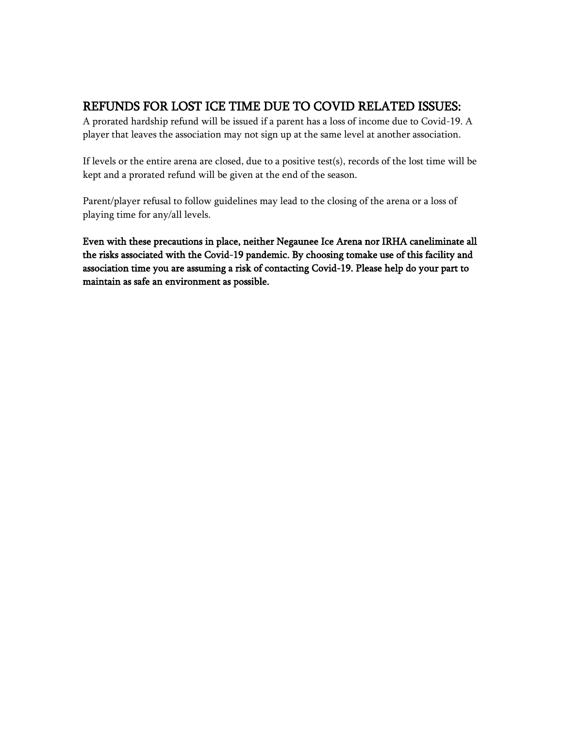## REFUNDS FOR LOST ICE TIME DUE TO COVID RELATED ISSUES:

A prorated hardship refund will be issued if a parent has a loss of income due to Covid-19. A player that leaves the association may not sign up at the same level at another association.

If levels or the entire arena are closed, due to a positive test(s), records of the lost time will be kept and a prorated refund will be given at the end of the season.

Parent/player refusal to follow guidelines may lead to the closing of the arena or a loss of playing time for any/all levels.

**Even with these precautions in place, neither Negaunee Ice Arena nor IRHA caneliminate all the risks associated with the Covid-19 pandemic. By choosing tomake use of this facility and association time you are assuming a risk of contacting Covid-19. Please help do your part to maintain as safe an environment as possible.**